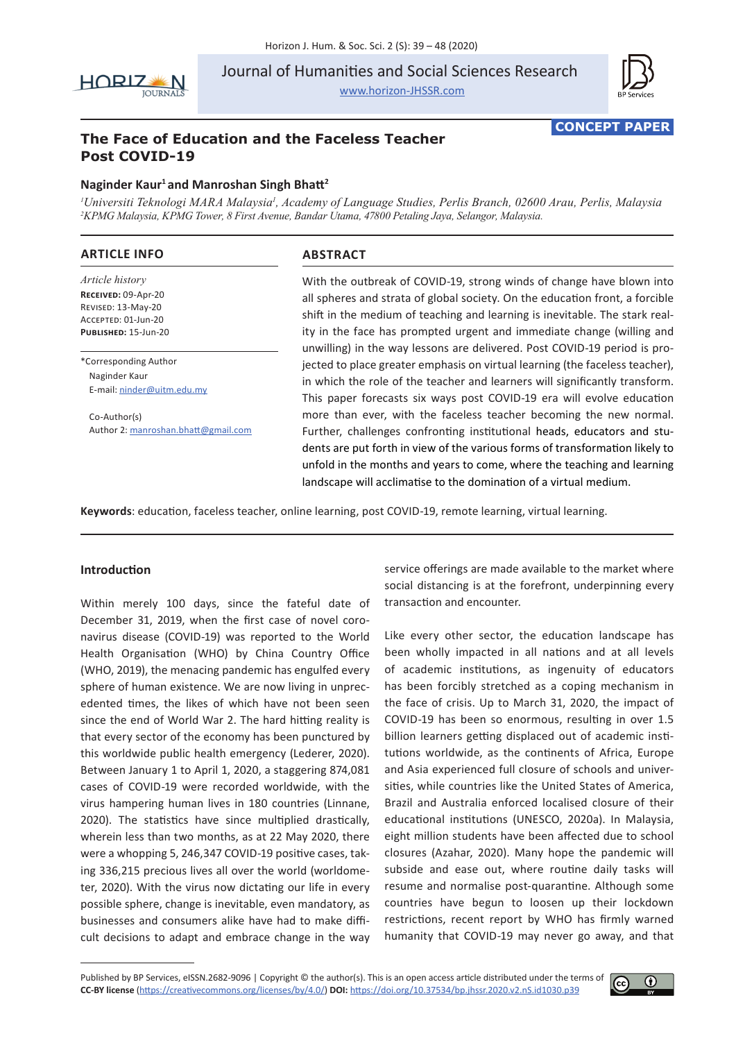CONCEPT PAPER

# The Face of Education and the Faceless Teacher Post COVID-19

**Naginder Kaur[1] and Manroshan Singh Bhatt[2]**

*[1]Universiti Teknologi MARA Malaysia[1], Academy of Language Studies, Perlis Branch, 02600 Arau, Perlis, Malaysia*
*[2]KPMG Malaysia, KPMG Tower, 8 First Avenue, Bandar Utama, 47800 Petaling Jaya, Selangor, Malaysia.*

## ARTICLE INFO

*Article history*
**Received:** 09-Apr-20
Revised: 13-May-20
Accepted: 01-Jun-20
**Published:** 15-Jun-20

*Corresponding Author
Naginder Kaur
E-mail: ninder@uitm.edu.my

Co-Author(s)
Author 2: manroshan.bhatt@gmail.com

## ABSTRACT

With the outbreak of COVID-19, strong winds of change have blown into all spheres and strata of global society. On the education front, a forcible shift in the medium of teaching and learning is inevitable. The stark reality in the face has prompted urgent and immediate change (willing and unwilling) in the way lessons are delivered. Post COVID-19 period is projected to place greater emphasis on virtual learning (the faceless teacher), in which the role of the teacher and learners will significantly transform. This paper forecasts six ways post COVID-19 era will evolve education more than ever, with the faceless teacher becoming the new normal. Further, challenges confronting institutional heads, educators and students are put forth in view of the various forms of transformation likely to unfold in the months and years to come, where the teaching and learning landscape will acclimatise to the domination of a virtual medium.

**Keywords**: education, faceless teacher, online learning, post COVID-19, remote learning, virtual learning.

## Introduction

Within merely 100 days, since the fateful date of December 31, 2019, when the first case of novel coronavirus disease (COVID-19) was reported to the World Health Organisation (WHO) by China Country Office (WHO, 2019), the menacing pandemic has engulfed every sphere of human existence. We are now living in unprecedented times, the likes of which have not been seen since the end of World War 2. The hard hitting reality is that every sector of the economy has been punctured by this worldwide public health emergency (Lederer, 2020). Between January 1 to April 1, 2020, a staggering 874,081 cases of COVID-19 were recorded worldwide, with the virus hampering human lives in 180 countries (Linnane, 2020). The statistics have since multiplied drastically, wherein less than two months, as at 22 May 2020, there were a whopping 5, 246,347 COVID-19 positive cases, taking 336,215 precious lives all over the world (worldometer, 2020). With the virus now dictating our life in every possible sphere, change is inevitable, even mandatory, as businesses and consumers alike have had to make difficult decisions to adapt and embrace change in the way service offerings are made available to the market where social distancing is at the forefront, underpinning every transaction and encounter.

Like every other sector, the education landscape has been wholly impacted in all nations and at all levels of academic institutions, as ingenuity of educators has been forcibly stretched as a coping mechanism in the face of crisis. Up to March 31, 2020, the impact of COVID-19 has been so enormous, resulting in over 1.5 billion learners getting displaced out of academic institutions worldwide, as the continents of Africa, Europe and Asia experienced full closure of schools and universities, while countries like the United States of America, Brazil and Australia enforced localised closure of their educational institutions (UNESCO, 2020a). In Malaysia, eight million students have been affected due to school closures (Azahar, 2020). Many hope the pandemic will subside and ease out, where routine daily tasks will resume and normalise post-quarantine. Although some countries have begun to loosen up their lockdown restrictions, recent report by WHO has firmly warned humanity that COVID-19 may never go away, and that

Published by BP Services, eISSN.2682-9096 | Copyright © the author(s). This is an open access article distributed under the terms of **CC-BY license** (https://creativecommons.org/licenses/by/4.0/) **DOI:** https://doi.org/10.37534/bp.jhssr.2020.v2.nS.id1030.p39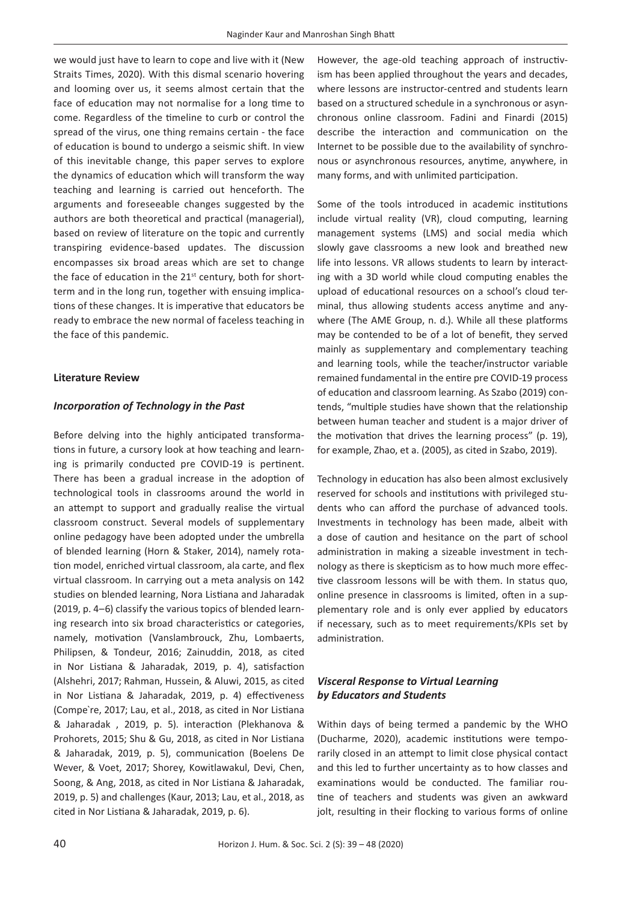we would just have to learn to cope and live with it (New Straits Times, 2020). With this dismal scenario hovering and looming over us, it seems almost certain that the face of education may not normalise for a long time to come. Regardless of the timeline to curb or control the spread of the virus, one thing remains certain - the face of education is bound to undergo a seismic shift. In view of this inevitable change, this paper serves to explore the dynamics of education which will transform the way teaching and learning is carried out henceforth. The arguments and foreseeable changes suggested by the authors are both theoretical and practical (managerial), based on review of literature on the topic and currently transpiring evidence-based updates. The discussion encompasses six broad areas which are set to change the face of education in the 21st century, both for short-term and in the long run, together with ensuing implications of these changes. It is imperative that educators be ready to embrace the new normal of faceless teaching in the face of this pandemic.

## Literature Review

### *Incorporation of Technology in the Past*

Before delving into the highly anticipated transformations in future, a cursory look at how teaching and learning is primarily conducted pre COVID-19 is pertinent. There has been a gradual increase in the adoption of technological tools in classrooms around the world in an attempt to support and gradually realise the virtual classroom construct. Several models of supplementary online pedagogy have been adopted under the umbrella of blended learning (Horn & Staker, 2014), namely rotation model, enriched virtual classroom, ala carte, and flex virtual classroom. In carrying out a meta analysis on 142 studies on blended learning, Nora Listiana and Jaharadak (2019, p. 4–6) classify the various topics of blended learning research into six broad characteristics or categories, namely, motivation (Vanslambrouck, Zhu, Lombaerts, Philipsen, & Tondeur, 2016; Zainuddin, 2018, as cited in Nor Listiana & Jaharadak, 2019, p. 4), satisfaction (Alshehri, 2017; Rahman, Hussein, & Aluwi, 2015, as cited in Nor Listiana & Jaharadak, 2019, p. 4) effectiveness (Compe`re, 2017; Lau, et al., 2018, as cited in Nor Listiana & Jaharadak , 2019, p. 5). interaction (Plekhanova & Prohorets, 2015; Shu & Gu, 2018, as cited in Nor Listiana & Jaharadak, 2019, p. 5), communication (Boelens De Wever, & Voet, 2017; Shorey, Kowitlawakul, Devi, Chen, Soong, & Ang, 2018, as cited in Nor Listiana & Jaharadak, 2019, p. 5) and challenges (Kaur, 2013; Lau, et al., 2018, as cited in Nor Listiana & Jaharadak, 2019, p. 6).

However, the age-old teaching approach of instructivism has been applied throughout the years and decades, where lessons are instructor-centred and students learn based on a structured schedule in a synchronous or asynchronous online classroom. Fadini and Finardi (2015) describe the interaction and communication on the Internet to be possible due to the availability of synchronous or asynchronous resources, anytime, anywhere, in many forms, and with unlimited participation.

Some of the tools introduced in academic institutions include virtual reality (VR), cloud computing, learning management systems (LMS) and social media which slowly gave classrooms a new look and breathed new life into lessons. VR allows students to learn by interacting with a 3D world while cloud computing enables the upload of educational resources on a school's cloud terminal, thus allowing students access anytime and anywhere (The AME Group, n. d.). While all these platforms may be contended to be of a lot of benefit, they served mainly as supplementary and complementary teaching and learning tools, while the teacher/instructor variable remained fundamental in the entire pre COVID-19 process of education and classroom learning. As Szabo (2019) contends, "multiple studies have shown that the relationship between human teacher and student is a major driver of the motivation that drives the learning process" (p. 19), for example, Zhao, et a. (2005), as cited in Szabo, 2019).

Technology in education has also been almost exclusively reserved for schools and institutions with privileged students who can afford the purchase of advanced tools. Investments in technology has been made, albeit with a dose of caution and hesitance on the part of school administration in making a sizeable investment in technology as there is skepticism as to how much more effective classroom lessons will be with them. In status quo, online presence in classrooms is limited, often in a supplementary role and is only ever applied by educators if necessary, such as to meet requirements/KPIs set by administration.

### *Visceral Response to Virtual Learning by Educators and Students*

Within days of being termed a pandemic by the WHO (Ducharme, 2020), academic institutions were temporarily closed in an attempt to limit close physical contact and this led to further uncertainty as to how classes and examinations would be conducted. The familiar routine of teachers and students was given an awkward jolt, resulting in their flocking to various forms of online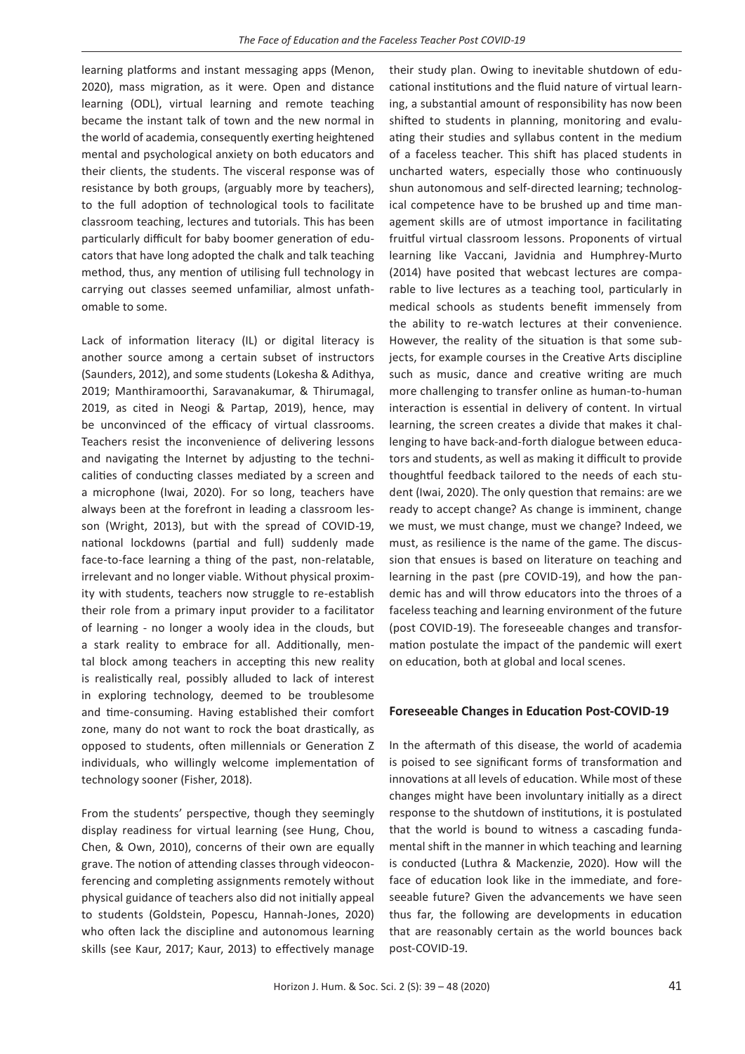learning platforms and instant messaging apps (Menon, 2020), mass migration, as it were. Open and distance learning (ODL), virtual learning and remote teaching became the instant talk of town and the new normal in the world of academia, consequently exerting heightened mental and psychological anxiety on both educators and their clients, the students. The visceral response was of resistance by both groups, (arguably more by teachers), to the full adoption of technological tools to facilitate classroom teaching, lectures and tutorials. This has been particularly difficult for baby boomer generation of educators that have long adopted the chalk and talk teaching method, thus, any mention of utilising full technology in carrying out classes seemed unfamiliar, almost unfathomable to some.

Lack of information literacy (IL) or digital literacy is another source among a certain subset of instructors (Saunders, 2012), and some students (Lokesha & Adithya, 2019; Manthiramoorthi, Saravanakumar, & Thirumagal, 2019, as cited in Neogi & Partap, 2019), hence, may be unconvinced of the efficacy of virtual classrooms. Teachers resist the inconvenience of delivering lessons and navigating the Internet by adjusting to the technicalities of conducting classes mediated by a screen and a microphone (Iwai, 2020). For so long, teachers have always been at the forefront in leading a classroom lesson (Wright, 2013), but with the spread of COVID-19, national lockdowns (partial and full) suddenly made face-to-face learning a thing of the past, non-relatable, irrelevant and no longer viable. Without physical proximity with students, teachers now struggle to re-establish their role from a primary input provider to a facilitator of learning - no longer a wooly idea in the clouds, but a stark reality to embrace for all. Additionally, mental block among teachers in accepting this new reality is realistically real, possibly alluded to lack of interest in exploring technology, deemed to be troublesome and time-consuming. Having established their comfort zone, many do not want to rock the boat drastically, as opposed to students, often millennials or Generation Z individuals, who willingly welcome implementation of technology sooner (Fisher, 2018).

From the students' perspective, though they seemingly display readiness for virtual learning (see Hung, Chou, Chen, & Own, 2010), concerns of their own are equally grave. The notion of attending classes through videoconferencing and completing assignments remotely without physical guidance of teachers also did not initially appeal to students (Goldstein, Popescu, Hannah-Jones, 2020) who often lack the discipline and autonomous learning skills (see Kaur, 2017; Kaur, 2013) to effectively manage their study plan. Owing to inevitable shutdown of educational institutions and the fluid nature of virtual learning, a substantial amount of responsibility has now been shifted to students in planning, monitoring and evaluating their studies and syllabus content in the medium of a faceless teacher. This shift has placed students in uncharted waters, especially those who continuously shun autonomous and self-directed learning; technological competence have to be brushed up and time management skills are of utmost importance in facilitating fruitful virtual classroom lessons. Proponents of virtual learning like Vaccani, Javidnia and Humphrey-Murto (2014) have posited that webcast lectures are comparable to live lectures as a teaching tool, particularly in medical schools as students benefit immensely from the ability to re-watch lectures at their convenience. However, the reality of the situation is that some subjects, for example courses in the Creative Arts discipline such as music, dance and creative writing are much more challenging to transfer online as human-to-human interaction is essential in delivery of content. In virtual learning, the screen creates a divide that makes it challenging to have back-and-forth dialogue between educators and students, as well as making it difficult to provide thoughtful feedback tailored to the needs of each student (Iwai, 2020). The only question that remains: are we ready to accept change? As change is imminent, change we must, we must change, must we change? Indeed, we must, as resilience is the name of the game. The discussion that ensues is based on literature on teaching and learning in the past (pre COVID-19), and how the pandemic has and will throw educators into the throes of a faceless teaching and learning environment of the future (post COVID-19). The foreseeable changes and transformation postulate the impact of the pandemic will exert on education, both at global and local scenes.

## Foreseeable Changes in Education Post-COVID-19

In the aftermath of this disease, the world of academia is poised to see significant forms of transformation and innovations at all levels of education. While most of these changes might have been involuntary initially as a direct response to the shutdown of institutions, it is postulated that the world is bound to witness a cascading fundamental shift in the manner in which teaching and learning is conducted (Luthra & Mackenzie, 2020). How will the face of education look like in the immediate, and foreseeable future? Given the advancements we have seen thus far, the following are developments in education that are reasonably certain as the world bounces back post-COVID-19.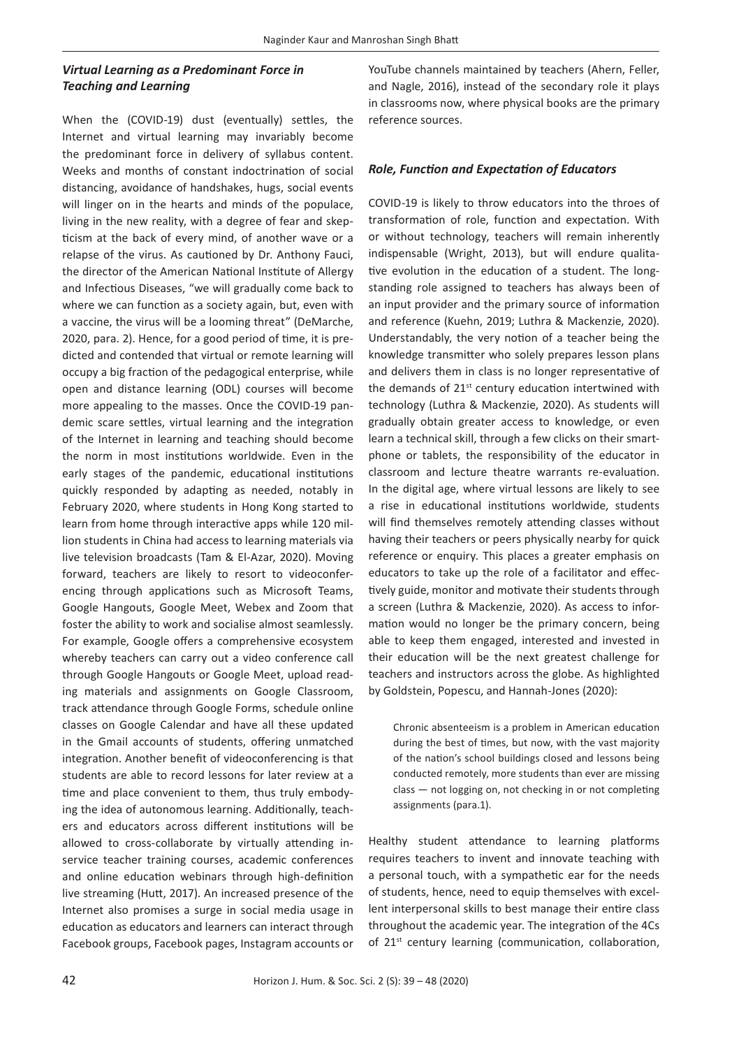### *Virtual Learning as a Predominant Force in Teaching and Learning*

When the (COVID-19) dust (eventually) settles, the Internet and virtual learning may invariably become the predominant force in delivery of syllabus content. Weeks and months of constant indoctrination of social distancing, avoidance of handshakes, hugs, social events will linger on in the hearts and minds of the populace, living in the new reality, with a degree of fear and skepticism at the back of every mind, of another wave or a relapse of the virus. As cautioned by Dr. Anthony Fauci, the director of the American National Institute of Allergy and Infectious Diseases, "we will gradually come back to where we can function as a society again, but, even with a vaccine, the virus will be a looming threat" (DeMarche, 2020, para. 2). Hence, for a good period of time, it is predicted and contended that virtual or remote learning will occupy a big fraction of the pedagogical enterprise, while open and distance learning (ODL) courses will become more appealing to the masses. Once the COVID-19 pandemic scare settles, virtual learning and the integration of the Internet in learning and teaching should become the norm in most institutions worldwide. Even in the early stages of the pandemic, educational institutions quickly responded by adapting as needed, notably in February 2020, where students in Hong Kong started to learn from home through interactive apps while 120 million students in China had access to learning materials via live television broadcasts (Tam & El-Azar, 2020). Moving forward, teachers are likely to resort to videoconferencing through applications such as Microsoft Teams, Google Hangouts, Google Meet, Webex and Zoom that foster the ability to work and socialise almost seamlessly. For example, Google offers a comprehensive ecosystem whereby teachers can carry out a video conference call through Google Hangouts or Google Meet, upload reading materials and assignments on Google Classroom, track attendance through Google Forms, schedule online classes on Google Calendar and have all these updated in the Gmail accounts of students, offering unmatched integration. Another benefit of videoconferencing is that students are able to record lessons for later review at a time and place convenient to them, thus truly embodying the idea of autonomous learning. Additionally, teachers and educators across different institutions will be allowed to cross-collaborate by virtually attending in-service teacher training courses, academic conferences and online education webinars through high-definition live streaming (Hutt, 2017). An increased presence of the Internet also promises a surge in social media usage in education as educators and learners can interact through Facebook groups, Facebook pages, Instagram accounts or YouTube channels maintained by teachers (Ahern, Feller, and Nagle, 2016), instead of the secondary role it plays in classrooms now, where physical books are the primary reference sources.

### *Role, Function and Expectation of Educators*

COVID-19 is likely to throw educators into the throes of transformation of role, function and expectation. With or without technology, teachers will remain inherently indispensable (Wright, 2013), but will endure qualitative evolution in the education of a student. The longstanding role assigned to teachers has always been of an input provider and the primary source of information and reference (Kuehn, 2019; Luthra & Mackenzie, 2020). Understandably, the very notion of a teacher being the knowledge transmitter who solely prepares lesson plans and delivers them in class is no longer representative of the demands of 21st century education intertwined with technology (Luthra & Mackenzie, 2020). As students will gradually obtain greater access to knowledge, or even learn a technical skill, through a few clicks on their smartphone or tablets, the responsibility of the educator in classroom and lecture theatre warrants re-evaluation. In the digital age, where virtual lessons are likely to see a rise in educational institutions worldwide, students will find themselves remotely attending classes without having their teachers or peers physically nearby for quick reference or enquiry. This places a greater emphasis on educators to take up the role of a facilitator and effectively guide, monitor and motivate their students through a screen (Luthra & Mackenzie, 2020). As access to information would no longer be the primary concern, being able to keep them engaged, interested and invested in their education will be the next greatest challenge for teachers and instructors across the globe. As highlighted by Goldstein, Popescu, and Hannah-Jones (2020):

> Chronic absenteeism is a problem in American education during the best of times, but now, with the vast majority of the nation's school buildings closed and lessons being conducted remotely, more students than ever are missing class — not logging on, not checking in or not completing assignments (para.1).

Healthy student attendance to learning platforms requires teachers to invent and innovate teaching with a personal touch, with a sympathetic ear for the needs of students, hence, need to equip themselves with excellent interpersonal skills to best manage their entire class throughout the academic year. The integration of the 4Cs of 21st century learning (communication, collaboration,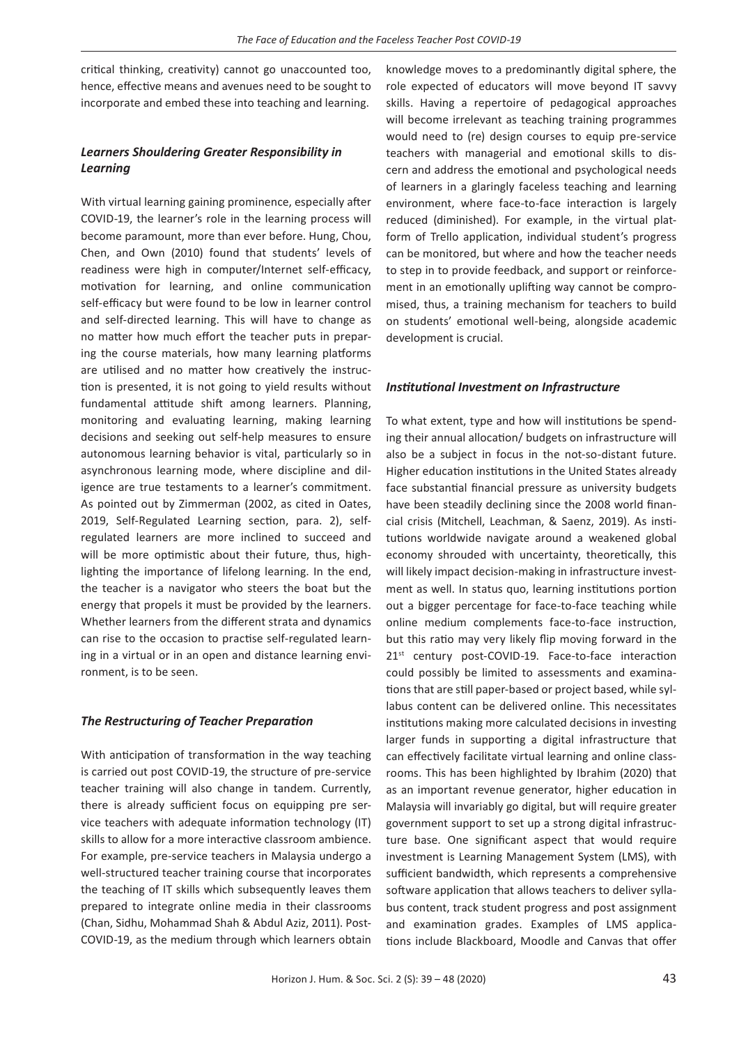critical thinking, creativity) cannot go unaccounted too, hence, effective means and avenues need to be sought to incorporate and embed these into teaching and learning.

### *Learners Shouldering Greater Responsibility in Learning*

With virtual learning gaining prominence, especially after COVID-19, the learner's role in the learning process will become paramount, more than ever before. Hung, Chou, Chen, and Own (2010) found that students' levels of readiness were high in computer/Internet self-efficacy, motivation for learning, and online communication self-efficacy but were found to be low in learner control and self-directed learning. This will have to change as no matter how much effort the teacher puts in preparing the course materials, how many learning platforms are utilised and no matter how creatively the instruction is presented, it is not going to yield results without fundamental attitude shift among learners. Planning, monitoring and evaluating learning, making learning decisions and seeking out self-help measures to ensure autonomous learning behavior is vital, particularly so in asynchronous learning mode, where discipline and diligence are true testaments to a learner's commitment. As pointed out by Zimmerman (2002, as cited in Oates, 2019, Self-Regulated Learning section, para. 2), self-regulated learners are more inclined to succeed and will be more optimistic about their future, thus, highlighting the importance of lifelong learning. In the end, the teacher is a navigator who steers the boat but the energy that propels it must be provided by the learners. Whether learners from the different strata and dynamics can rise to the occasion to practise self-regulated learning in a virtual or in an open and distance learning environment, is to be seen.

### *The Restructuring of Teacher Preparation*

With anticipation of transformation in the way teaching is carried out post COVID-19, the structure of pre-service teacher training will also change in tandem. Currently, there is already sufficient focus on equipping pre service teachers with adequate information technology (IT) skills to allow for a more interactive classroom ambience. For example, pre-service teachers in Malaysia undergo a well-structured teacher training course that incorporates the teaching of IT skills which subsequently leaves them prepared to integrate online media in their classrooms (Chan, Sidhu, Mohammad Shah & Abdul Aziz, 2011). Post-COVID-19, as the medium through which learners obtain knowledge moves to a predominantly digital sphere, the role expected of educators will move beyond IT savvy skills. Having a repertoire of pedagogical approaches will become irrelevant as teaching training programmes would need to (re) design courses to equip pre-service teachers with managerial and emotional skills to discern and address the emotional and psychological needs of learners in a glaringly faceless teaching and learning environment, where face-to-face interaction is largely reduced (diminished). For example, in the virtual platform of Trello application, individual student's progress can be monitored, but where and how the teacher needs to step in to provide feedback, and support or reinforcement in an emotionally uplifting way cannot be compromised, thus, a training mechanism for teachers to build on students' emotional well-being, alongside academic development is crucial.

### *Institutional Investment on Infrastructure*

To what extent, type and how will institutions be spending their annual allocation/ budgets on infrastructure will also be a subject in focus in the not-so-distant future. Higher education institutions in the United States already face substantial financial pressure as university budgets have been steadily declining since the 2008 world financial crisis (Mitchell, Leachman, & Saenz, 2019). As institutions worldwide navigate around a weakened global economy shrouded with uncertainty, theoretically, this will likely impact decision-making in infrastructure investment as well. In status quo, learning institutions portion out a bigger percentage for face-to-face teaching while online medium complements face-to-face instruction, but this ratio may very likely flip moving forward in the 21st century post-COVID-19. Face-to-face interaction could possibly be limited to assessments and examinations that are still paper-based or project based, while syllabus content can be delivered online. This necessitates institutions making more calculated decisions in investing larger funds in supporting a digital infrastructure that can effectively facilitate virtual learning and online classrooms. This has been highlighted by Ibrahim (2020) that as an important revenue generator, higher education in Malaysia will invariably go digital, but will require greater government support to set up a strong digital infrastructure base. One significant aspect that would require investment is Learning Management System (LMS), with sufficient bandwidth, which represents a comprehensive software application that allows teachers to deliver syllabus content, track student progress and post assignment and examination grades. Examples of LMS applications include Blackboard, Moodle and Canvas that offer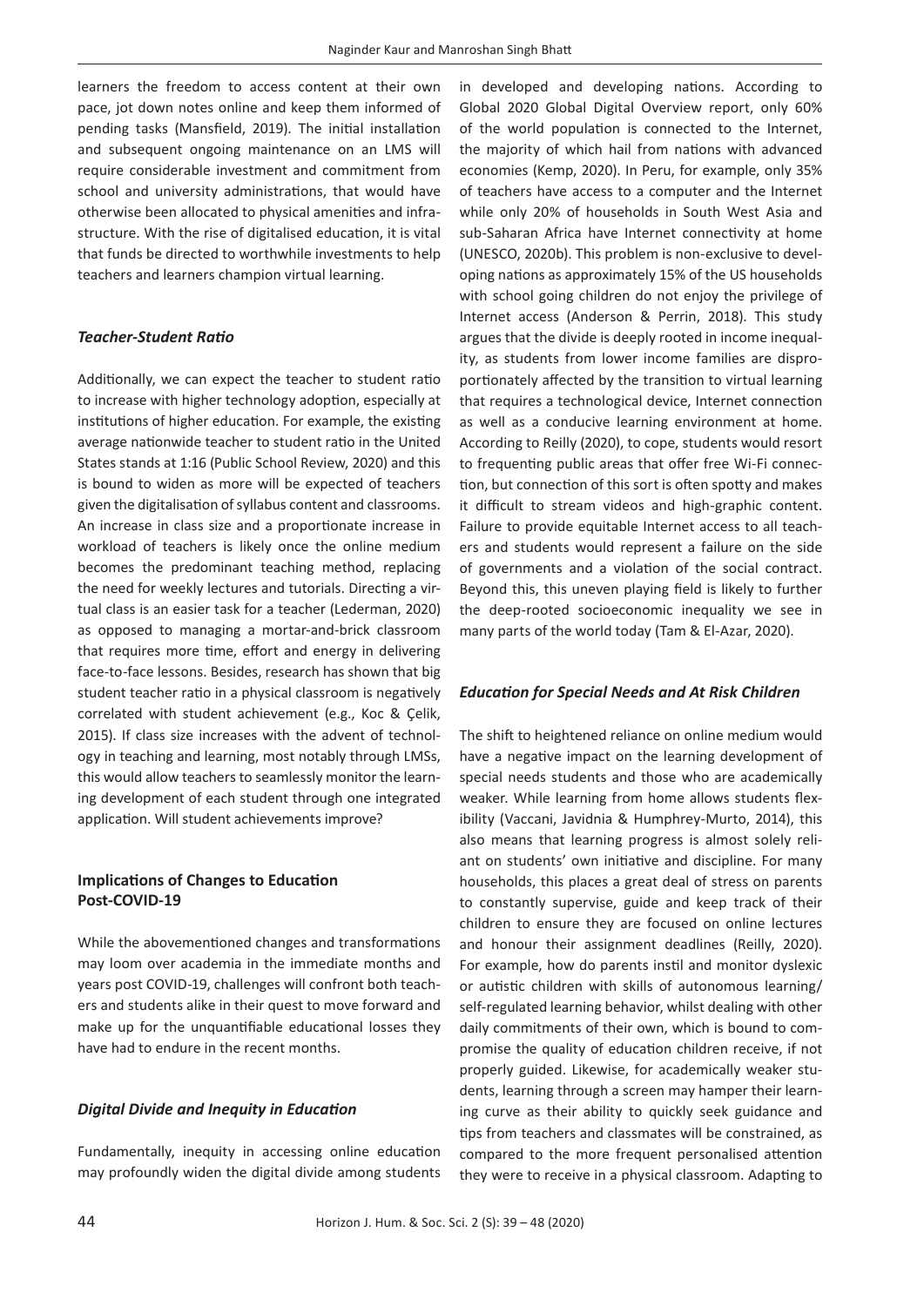learners the freedom to access content at their own pace, jot down notes online and keep them informed of pending tasks (Mansfield, 2019). The initial installation and subsequent ongoing maintenance on an LMS will require considerable investment and commitment from school and university administrations, that would have otherwise been allocated to physical amenities and infrastructure. With the rise of digitalised education, it is vital that funds be directed to worthwhile investments to help teachers and learners champion virtual learning.

### *Teacher-Student Ratio*

Additionally, we can expect the teacher to student ratio to increase with higher technology adoption, especially at institutions of higher education. For example, the existing average nationwide teacher to student ratio in the United States stands at 1:16 (Public School Review, 2020) and this is bound to widen as more will be expected of teachers given the digitalisation of syllabus content and classrooms. An increase in class size and a proportionate increase in workload of teachers is likely once the online medium becomes the predominant teaching method, replacing the need for weekly lectures and tutorials. Directing a virtual class is an easier task for a teacher (Lederman, 2020) as opposed to managing a mortar-and-brick classroom that requires more time, effort and energy in delivering face-to-face lessons. Besides, research has shown that big student teacher ratio in a physical classroom is negatively correlated with student achievement (e.g., Koc & Çelik, 2015). If class size increases with the advent of technology in teaching and learning, most notably through LMSs, this would allow teachers to seamlessly monitor the learning development of each student through one integrated application. Will student achievements improve?

## Implications of Changes to Education Post-COVID-19

While the abovementioned changes and transformations may loom over academia in the immediate months and years post COVID-19, challenges will confront both teachers and students alike in their quest to move forward and make up for the unquantifiable educational losses they have had to endure in the recent months.

### *Digital Divide and Inequity in Education*

Fundamentally, inequity in accessing online education may profoundly widen the digital divide among students in developed and developing nations. According to Global 2020 Global Digital Overview report, only 60% of the world population is connected to the Internet, the majority of which hail from nations with advanced economies (Kemp, 2020). In Peru, for example, only 35% of teachers have access to a computer and the Internet while only 20% of households in South West Asia and sub-Saharan Africa have Internet connectivity at home (UNESCO, 2020b). This problem is non-exclusive to developing nations as approximately 15% of the US households with school going children do not enjoy the privilege of Internet access (Anderson & Perrin, 2018). This study argues that the divide is deeply rooted in income inequality, as students from lower income families are disproportionately affected by the transition to virtual learning that requires a technological device, Internet connection as well as a conducive learning environment at home. According to Reilly (2020), to cope, students would resort to frequenting public areas that offer free Wi-Fi connection, but connection of this sort is often spotty and makes it difficult to stream videos and high-graphic content. Failure to provide equitable Internet access to all teachers and students would represent a failure on the side of governments and a violation of the social contract. Beyond this, this uneven playing field is likely to further the deep-rooted socioeconomic inequality we see in many parts of the world today (Tam & El-Azar, 2020).

### *Education for Special Needs and At Risk Children*

The shift to heightened reliance on online medium would have a negative impact on the learning development of special needs students and those who are academically weaker. While learning from home allows students flexibility (Vaccani, Javidnia & Humphrey-Murto, 2014), this also means that learning progress is almost solely reliant on students' own initiative and discipline. For many households, this places a great deal of stress on parents to constantly supervise, guide and keep track of their children to ensure they are focused on online lectures and honour their assignment deadlines (Reilly, 2020). For example, how do parents instil and monitor dyslexic or autistic children with skills of autonomous learning/self-regulated learning behavior, whilst dealing with other daily commitments of their own, which is bound to compromise the quality of education children receive, if not properly guided. Likewise, for academically weaker students, learning through a screen may hamper their learning curve as their ability to quickly seek guidance and tips from teachers and classmates will be constrained, as compared to the more frequent personalised attention they were to receive in a physical classroom. Adapting to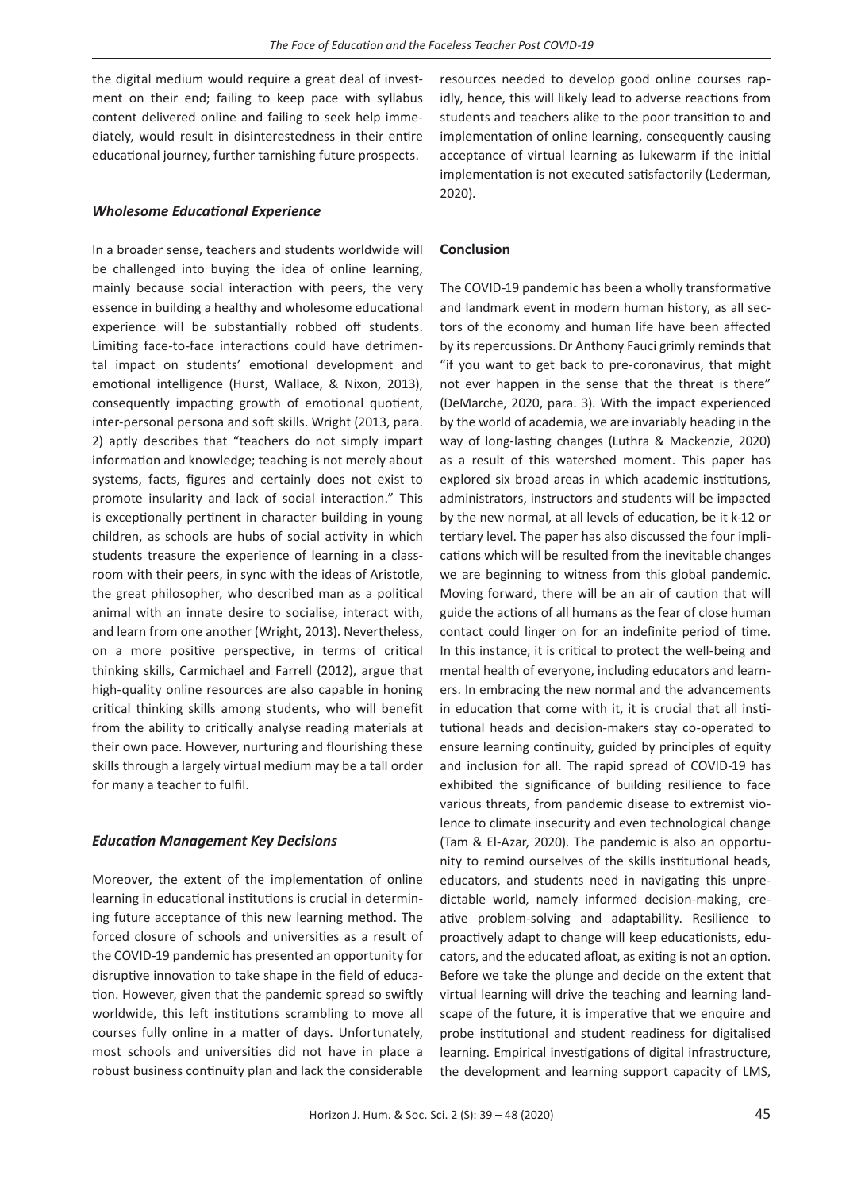the digital medium would require a great deal of investment on their end; failing to keep pace with syllabus content delivered online and failing to seek help immediately, would result in disinterestedness in their entire educational journey, further tarnishing future prospects.

### *Wholesome Educational Experience*

In a broader sense, teachers and students worldwide will be challenged into buying the idea of online learning, mainly because social interaction with peers, the very essence in building a healthy and wholesome educational experience will be substantially robbed off students. Limiting face-to-face interactions could have detrimental impact on students' emotional development and emotional intelligence (Hurst, Wallace, & Nixon, 2013), consequently impacting growth of emotional quotient, inter-personal persona and soft skills. Wright (2013, para. 2) aptly describes that "teachers do not simply impart information and knowledge; teaching is not merely about systems, facts, figures and certainly does not exist to promote insularity and lack of social interaction." This is exceptionally pertinent in character building in young children, as schools are hubs of social activity in which students treasure the experience of learning in a classroom with their peers, in sync with the ideas of Aristotle, the great philosopher, who described man as a political animal with an innate desire to socialise, interact with, and learn from one another (Wright, 2013). Nevertheless, on a more positive perspective, in terms of critical thinking skills, Carmichael and Farrell (2012), argue that high-quality online resources are also capable in honing critical thinking skills among students, who will benefit from the ability to critically analyse reading materials at their own pace. However, nurturing and flourishing these skills through a largely virtual medium may be a tall order for many a teacher to fulfil.

### *Education Management Key Decisions*

Moreover, the extent of the implementation of online learning in educational institutions is crucial in determining future acceptance of this new learning method. The forced closure of schools and universities as a result of the COVID-19 pandemic has presented an opportunity for disruptive innovation to take shape in the field of education. However, given that the pandemic spread so swiftly worldwide, this left institutions scrambling to move all courses fully online in a matter of days. Unfortunately, most schools and universities did not have in place a robust business continuity plan and lack the considerable resources needed to develop good online courses rapidly, hence, this will likely lead to adverse reactions from students and teachers alike to the poor transition to and implementation of online learning, consequently causing acceptance of virtual learning as lukewarm if the initial implementation is not executed satisfactorily (Lederman, 2020).

## Conclusion

The COVID-19 pandemic has been a wholly transformative and landmark event in modern human history, as all sectors of the economy and human life have been affected by its repercussions. Dr Anthony Fauci grimly reminds that "if you want to get back to pre-coronavirus, that might not ever happen in the sense that the threat is there" (DeMarche, 2020, para. 3). With the impact experienced by the world of academia, we are invariably heading in the way of long-lasting changes (Luthra & Mackenzie, 2020) as a result of this watershed moment. This paper has explored six broad areas in which academic institutions, administrators, instructors and students will be impacted by the new normal, at all levels of education, be it k-12 or tertiary level. The paper has also discussed the four implications which will be resulted from the inevitable changes we are beginning to witness from this global pandemic. Moving forward, there will be an air of caution that will guide the actions of all humans as the fear of close human contact could linger on for an indefinite period of time. In this instance, it is critical to protect the well-being and mental health of everyone, including educators and learners. In embracing the new normal and the advancements in education that come with it, it is crucial that all institutional heads and decision-makers stay co-operated to ensure learning continuity, guided by principles of equity and inclusion for all. The rapid spread of COVID-19 has exhibited the significance of building resilience to face various threats, from pandemic disease to extremist violence to climate insecurity and even technological change (Tam & El-Azar, 2020). The pandemic is also an opportunity to remind ourselves of the skills institutional heads, educators, and students need in navigating this unpredictable world, namely informed decision-making, creative problem-solving and adaptability. Resilience to proactively adapt to change will keep educationists, educators, and the educated afloat, as exiting is not an option. Before we take the plunge and decide on the extent that virtual learning will drive the teaching and learning landscape of the future, it is imperative that we enquire and probe institutional and student readiness for digitalised learning. Empirical investigations of digital infrastructure, the development and learning support capacity of LMS,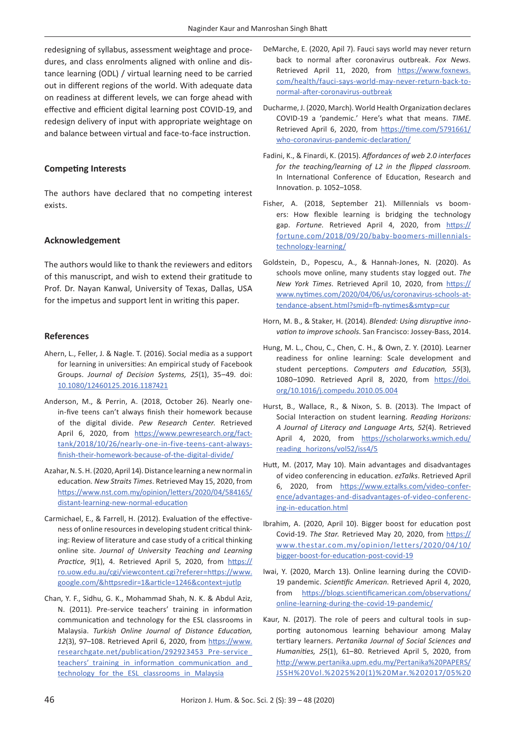redesigning of syllabus, assessment weightage and procedures, and class enrolments aligned with online and distance learning (ODL) / virtual learning need to be carried out in different regions of the world. With adequate data on readiness at different levels, we can forge ahead with effective and efficient digital learning post COVID-19, and redesign delivery of input with appropriate weightage on and balance between virtual and face-to-face instruction.

## Competing Interests

The authors have declared that no competing interest exists.

## Acknowledgement

The authors would like to thank the reviewers and editors of this manuscript, and wish to extend their gratitude to Prof. Dr. Nayan Kanwal, University of Texas, Dallas, USA for the impetus and support lent in writing this paper.

## References

Ahern, L., Feller, J. & Nagle. T. (2016). Social media as a support for learning in universities: An empirical study of Facebook Groups. *Journal of Decision Systems, 25*(1), 35–49. doi: 10.1080/12460125.2016.1187421

Anderson, M., & Perrin, A. (2018, October 26). Nearly one-in-five teens can't always finish their homework because of the digital divide. *Pew Research Center.* Retrieved April 6, 2020, from https://www.pewresearch.org/fact-tank/2018/10/26/nearly-one-in-five-teens-cant-always-finish-their-homework-because-of-the-digital-divide/

Azahar, N. S. H. (2020, April 14). Distance learning a new normal in education. *New Straits Times*. Retrieved May 15, 2020, from https://www.nst.com.my/opinion/letters/2020/04/584165/distant-learning-new-normal-education

Carmichael, E., & Farrell, H. (2012). Evaluation of the effectiveness of online resources in developing student critical thinking: Review of literature and case study of a critical thinking online site. *Journal of University Teaching and Learning Practice, 9*(1), 4. Retrieved April 5, 2020, from https://ro.uow.edu.au/cgi/viewcontent.cgi?referer=https://www.google.com/&httpsredir=1&article=1246&context=jutlp

Chan, Y. F., Sidhu, G. K., Mohammad Shah, N. K. & Abdul Aziz, N. (2011). Pre-service teachers' training in information communication and technology for the ESL classrooms in Malaysia. *Turkish Online Journal of Distance Education, 12*(3), 97–108. Retrieved April 6, 2020, from https://www.researchgate.net/publication/292923453_Pre-service_teachers'_training_in_information_communication_and_technology_for_the_ESL_classrooms_in_Malaysia

DeMarche, E. (2020, April 7). Fauci says world may never return back to normal after coronavirus outbreak. *Fox News.* Retrieved April 11, 2020, from https://www.foxnews.com/health/fauci-says-world-may-never-return-back-to-normal-after-coronavirus-outbreak

Ducharme, J. (2020, March). World Health Organization declares COVID-19 a 'pandemic.' Here's what that means. *TIME*. Retrieved April 6, 2020, from https://time.com/5791661/who-coronavirus-pandemic-declaration/

Fadini, K., & Finardi, K. (2015). *Affordances of web 2.0 interfaces for the teaching/learning of L2 in the flipped classroom.* In International Conference of Education, Research and Innovation. p. 1052–1058.

Fisher, A. (2018, September 21). Millennials vs boomers: How flexible learning is bridging the technology gap. *Fortune*. Retrieved April 4, 2020, from https://fortune.com/2018/09/20/baby-boomers-millennials-technology-learning/

Goldstein, D., Popescu, A., & Hannah-Jones, N. (2020). As schools move online, many students stay logged out. *The New York Times*. Retrieved April 10, 2020, from https://www.nytimes.com/2020/04/06/us/coronavirus-schools-attendance-absent.html?smid=fb-nytimes&smtyp=cur

Horn, M. B., & Staker, H. (2014). *Blended: Using disruptive innovation to improve schools*. San Francisco: Jossey-Bass, 2014.

Hung, M. L., Chou, C., Chen, C. H., & Own, Z. Y. (2010). Learner readiness for online learning: Scale development and student perceptions. *Computers and Education, 55*(3), 1080–1090. Retrieved April 8, 2020, from https://doi.org/10.1016/j.compedu.2010.05.004

Hurst, B., Wallace, R., & Nixon, S. B. (2013). The Impact of Social Interaction on student learning. *Reading Horizons: A Journal of Literacy and Language Arts, 52*(4). Retrieved April 4, 2020, from https://scholarworks.wmich.edu/reading_horizons/vol52/iss4/5

Hutt, M. (2017, May 10). Main advantages and disadvantages of video conferencing in education. *ezTalks*. Retrieved April 6, 2020, from https://www.eztalks.com/video-conference/advantages-and-disadvantages-of-video-conferencing-in-education.html

Ibrahim, A. (2020, April 10). Bigger boost for education post Covid-19. *The Star.* Retrieved May 20, 2020, from https://www.thestar.com.my/opinion/letters/2020/04/10/bigger-boost-for-education-post-covid-19

Iwai, Y. (2020, March 13). Online learning during the COVID-19 pandemic. *Scientific American*. Retrieved April 4, 2020, from https://blogs.scientificamerican.com/observations/online-learning-during-the-covid-19-pandemic/

Kaur, N. (2017). The role of peers and cultural tools in supporting autonomous learning behaviour among Malay tertiary learners. *Pertanika Journal of Social Sciences and Humanities, 25*(1), 61–80. Retrieved April 5, 2020, from http://www.pertanika.upm.edu.my/Pertanika%20PAPERS/JSSH%20Vol.%2025%20(1)%20Mar.%202017/05%20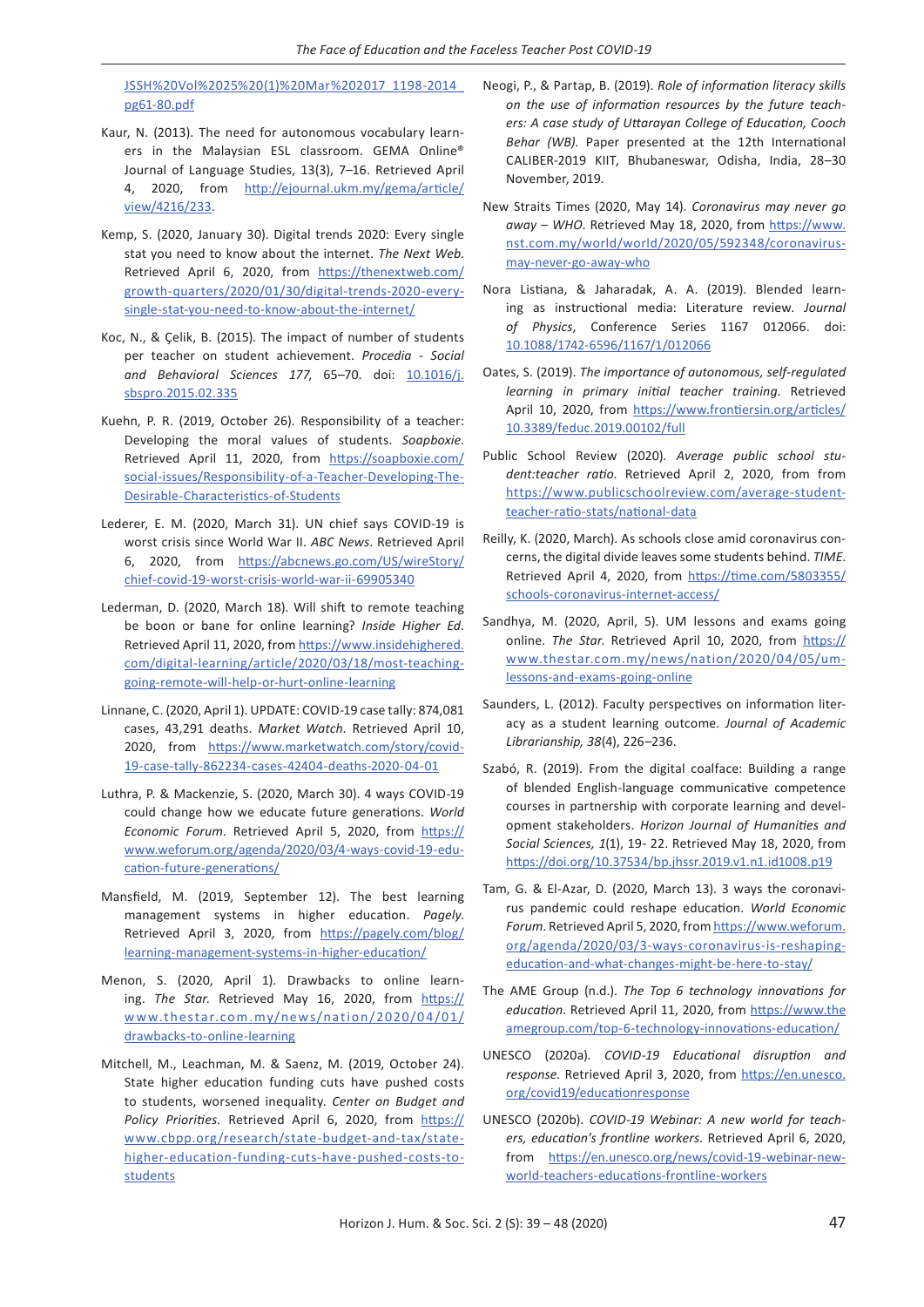JSSH%20Vol%2025%20(1)%20Mar%202017_1198-2014_pg61-80.pdf

Kaur, N. (2013). The need for autonomous vocabulary learners in the Malaysian ESL classroom. GEMA Online® Journal of Language Studies, 13(3), 7–16. Retrieved April 4, 2020, from http://ejournal.ukm.my/gema/article/view/4216/233.

Kemp, S. (2020, January 30). Digital trends 2020: Every single stat you need to know about the internet. *The Next Web*. Retrieved April 6, 2020, from https://thenextweb.com/growth-quarters/2020/01/30/digital-trends-2020-every-single-stat-you-need-to-know-about-the-internet/

Koc, N., & Çelik, B. (2015). The impact of number of students per teacher on student achievement. *Procedia - Social and Behavioral Sciences 177*, 65–70. doi: 10.1016/j.sbspro.2015.02.335

Kuehn, P. R. (2019, October 26). Responsibility of a teacher: Developing the moral values of students. *Soapboxie*. Retrieved April 11, 2020, from https://soapboxie.com/social-issues/Responsibility-of-a-Teacher-Developing-The-Desirable-Characteristics-of-Students

Lederer, E. M. (2020, March 31). UN chief says COVID-19 is worst crisis since World War II. *ABC News*. Retrieved April 6, 2020, from https://abcnews.go.com/US/wireStory/chief-covid-19-worst-crisis-world-war-ii-69905340

Lederman, D. (2020, March 18). Will shift to remote teaching be boon or bane for online learning? *Inside Higher Ed*. Retrieved April 11, 2020, from https://www.insidehighered.com/digital-learning/article/2020/03/18/most-teaching-going-remote-will-help-or-hurt-online-learning

Linnane, C. (2020, April 1). UPDATE: COVID-19 case tally: 874,081 cases, 43,291 deaths. *Market Watch*. Retrieved April 10, 2020, from https://www.marketwatch.com/story/covid-19-case-tally-862234-cases-42404-deaths-2020-04-01

Luthra, P. & Mackenzie, S. (2020, March 30). 4 ways COVID-19 could change how we educate future generations. *World Economic Forum*. Retrieved April 5, 2020, from https://www.weforum.org/agenda/2020/03/4-ways-covid-19-education-future-generations/

Mansfield, M. (2019, September 12). The best learning management systems in higher education. *Pagely*. Retrieved April 3, 2020, from https://pagely.com/blog/learning-management-systems-in-higher-education/

Menon, S. (2020, April 1). Drawbacks to online learning. *The Star*. Retrieved May 16, 2020, from https://www.thestar.com.my/news/nation/2020/04/01/drawbacks-to-online-learning

Mitchell, M., Leachman, M. & Saenz, M. (2019, October 24). State higher education funding cuts have pushed costs to students, worsened inequality. *Center on Budget and Policy Priorities*. Retrieved April 6, 2020, from https://www.cbpp.org/research/state-budget-and-tax/state-higher-education-funding-cuts-have-pushed-costs-to-students

Neogi, P., & Partap, B. (2019). *Role of information literacy skills on the use of information resources by the future teachers: A case study of Uttarayan College of Education, Cooch Behar (WB).* Paper presented at the 12th International CALIBER-2019 KIIT, Bhubaneswar, Odisha, India, 28–30 November, 2019.

New Straits Times (2020, May 14). *Coronavirus may never go away – WHO*. Retrieved May 18, 2020, from https://www.nst.com.my/world/world/2020/05/592348/coronavirus-may-never-go-away-who

Nora Listiana, & Jaharadak, A. A. (2019). Blended learning as instructional media: Literature review. *Journal of Physics*, Conference Series 1167 012066. doi: 10.1088/1742-6596/1167/1/012066

Oates, S. (2019). *The importance of autonomous, self-regulated learning in primary initial teacher training.* Retrieved April 10, 2020, from https://www.frontiersin.org/articles/10.3389/feduc.2019.00102/full

Public School Review (2020). *Average public school student:teacher ratio.* Retrieved April 2, 2020, from from https://www.publicschoolreview.com/average-student-teacher-ratio-stats/national-data

Reilly, K. (2020, March). As schools close amid coronavirus concerns, the digital divide leaves some students behind. *TIME*. Retrieved April 4, 2020, from https://time.com/5803355/schools-coronavirus-internet-access/

Sandhya, M. (2020, April, 5). UM lessons and exams going online. *The Star.* Retrieved April 10, 2020, from https://www.thestar.com.my/news/nation/2020/04/05/um-lessons-and-exams-going-online

Saunders, L. (2012). Faculty perspectives on information literacy as a student learning outcome. *Journal of Academic Librarianship, 38*(4), 226–236.

Szabó, R. (2019). From the digital coalface: Building a range of blended English-language communicative competence courses in partnership with corporate learning and development stakeholders. *Horizon Journal of Humanities and Social Sciences, 1*(1), 19- 22. Retrieved May 18, 2020, from https://doi.org/10.37534/bp.jhssr.2019.v1.n1.id1008.p19

Tam, G. & El-Azar, D. (2020, March 13). 3 ways the coronavirus pandemic could reshape education. *World Economic Forum*. Retrieved April 5, 2020, from https://www.weforum.org/agenda/2020/03/3-ways-coronavirus-is-reshaping-education-and-what-changes-might-be-here-to-stay/

The AME Group (n.d.). *The Top 6 technology innovations for education.* Retrieved April 11, 2020, from https://www.theamegroup.com/top-6-technology-innovations-education/

UNESCO (2020a). *COVID-19 Educational disruption and response*. Retrieved April 3, 2020, from https://en.unesco.org/covid19/educationresponse

UNESCO (2020b). *COVID-19 Webinar: A new world for teachers, education's frontline workers.* Retrieved April 6, 2020, from https://en.unesco.org/news/covid-19-webinar-new-world-teachers-educations-frontline-workers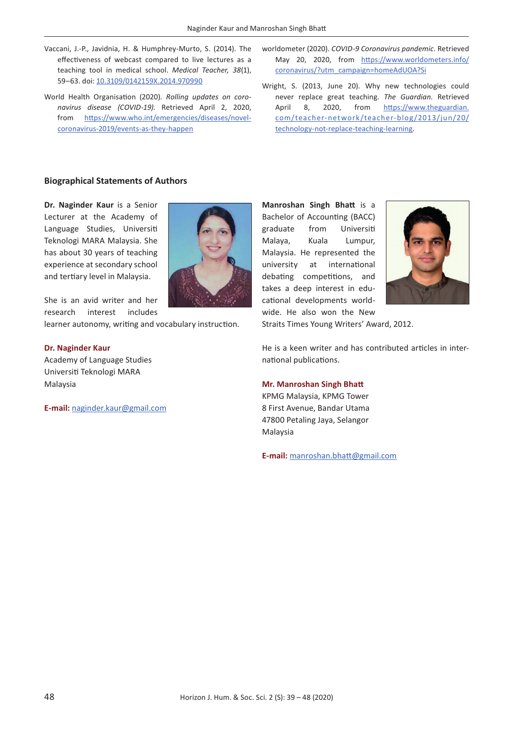Vaccani, J.-P., Javidnia, H. & Humphrey-Murto, S. (2014). The effectiveness of webcast compared to live lectures as a teaching tool in medical school. *Medical Teacher, 38*(1), 59–63. doi: 10.3109/0142159X.2014.970990

World Health Organisation (2020). *Rolling updates on coronavirus disease (COVID-19)*. Retrieved April 2, 2020, from https://www.who.int/emergencies/diseases/novel-coronavirus-2019/events-as-they-happen

worldometer (2020). *COVID-9 Coronavirus pandemic*. Retrieved May 20, 2020, from https://www.worldometers.info/coronavirus/?utm_campaign=homeAdUOA?Si

Wright, S. (2013, June 20). Why new technologies could never replace great teaching. *The Guardian*. Retrieved April 8, 2020, from https://www.theguardian.com/teacher-network/teacher-blog/2013/jun/20/technology-not-replace-teaching-learning.

## Biographical Statements of Authors

**Dr. Naginder Kaur** is a Senior Lecturer at the Academy of Language Studies, Universiti Teknologi MARA Malaysia. She has about 30 years of teaching experience at secondary school and tertiary level in Malaysia.

She is an avid writer and her research interest includes learner autonomy, writing and vocabulary instruction.

**Dr. Naginder Kaur**
Academy of Language Studies
Universiti Teknologi MARA
Malaysia

**E-mail:** naginder.kaur@gmail.com

**Manroshan Singh Bhatt** is a Bachelor of Accounting (BACC) graduate from Universiti Malaya, Kuala Lumpur, Malaysia. He represented the university at international debating competitions, and takes a deep interest in educational developments worldwide. He also won the New Straits Times Young Writers' Award, 2012.

He is a keen writer and has contributed articles in international publications.

**Mr. Manroshan Singh Bhatt**
KPMG Malaysia, KPMG Tower
8 First Avenue, Bandar Utama
47800 Petaling Jaya, Selangor
Malaysia

**E-mail:** manroshan.bhatt@gmail.com